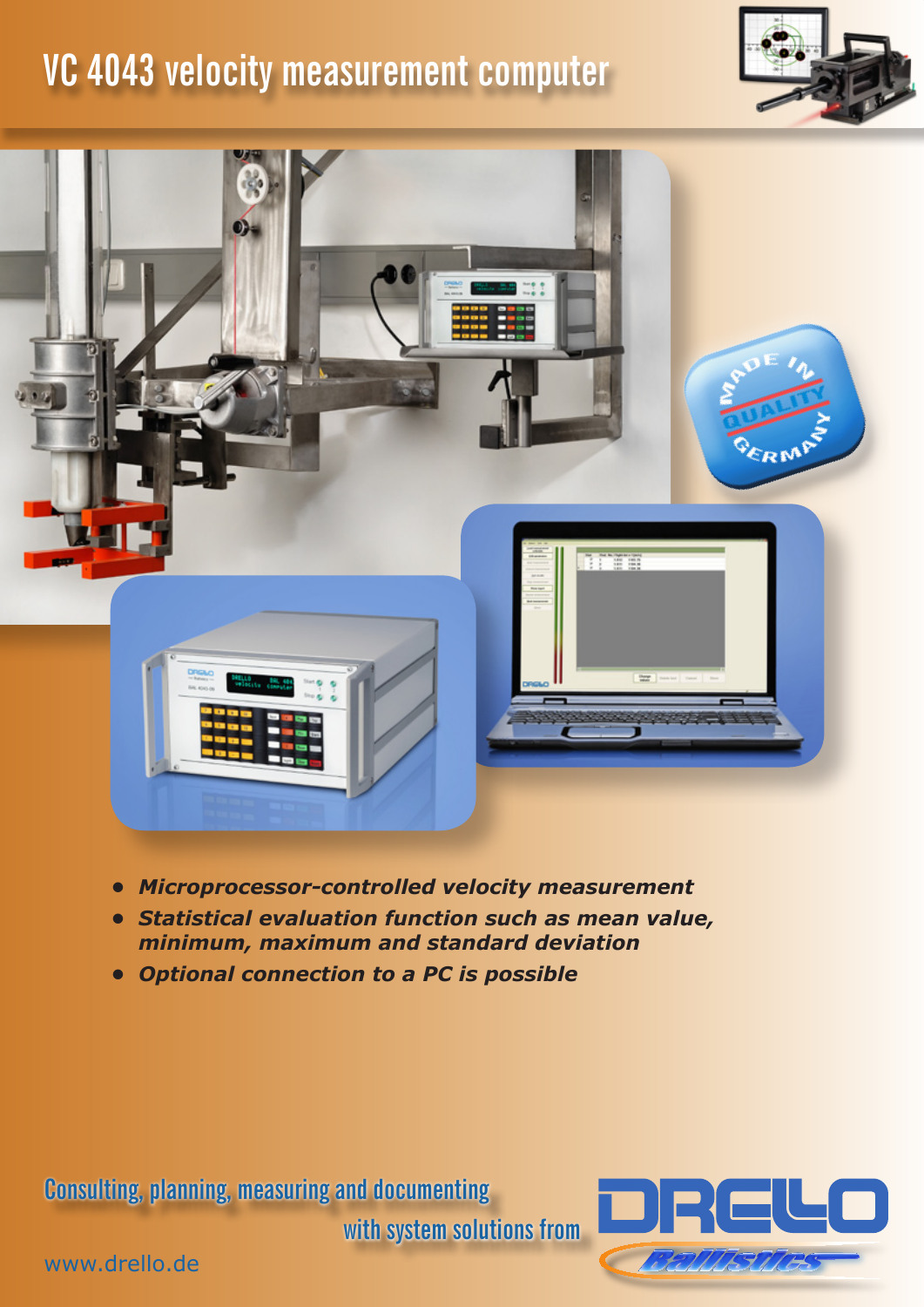# VC 4043 velocity measurement computer

- ***Microprocessor-controlled velocity measurement***
- ***Statistical evaluation function such as mean value, minimum, maximum and standard deviation***
- ***Optional connection to a PC is possible***

Consulting, planning, measuring and documenting with system solutions from

DRELLO Ballistics

www.drello.de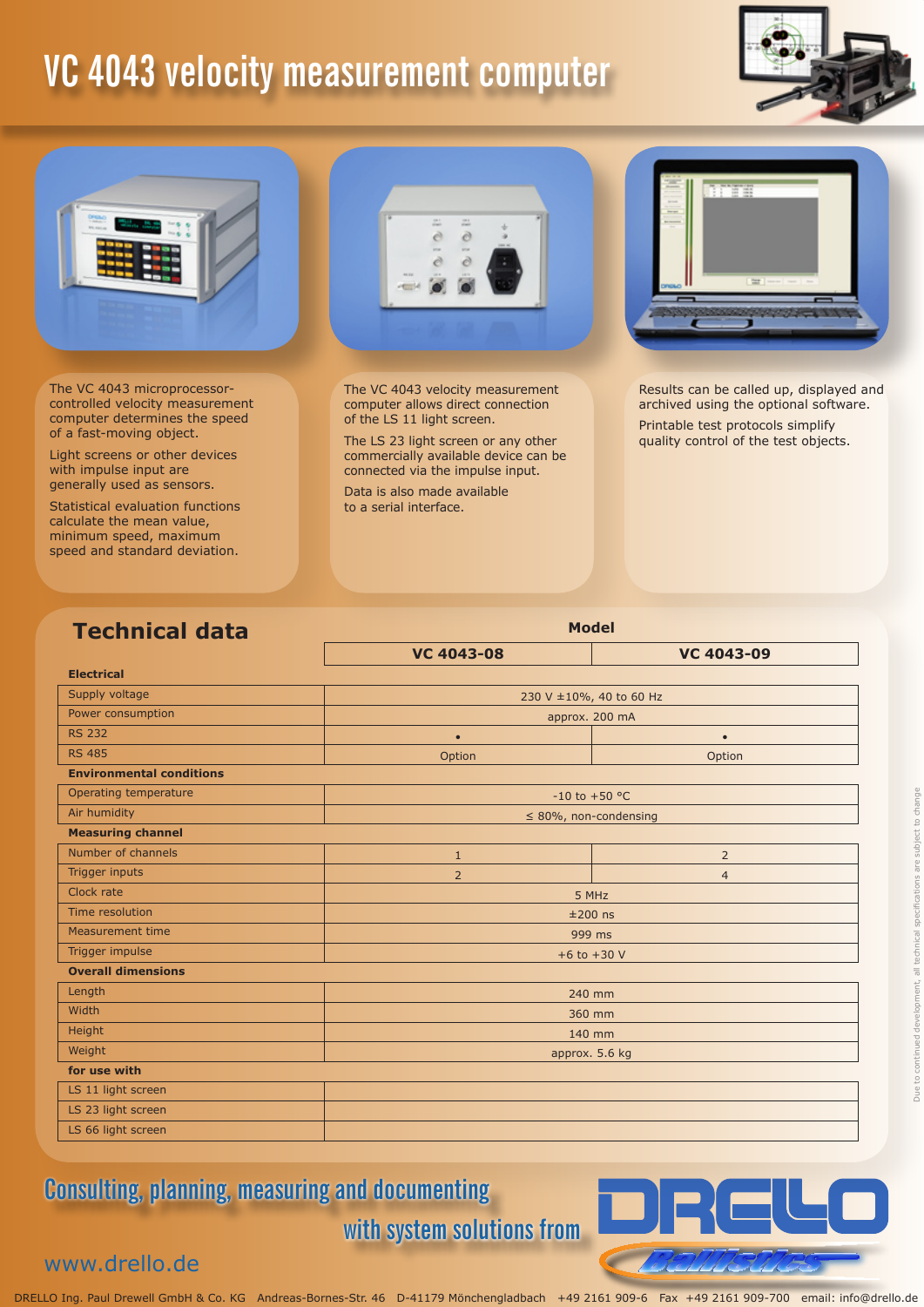# VC 4043 velocity measurement computer

The VC 4043 microprocessor-controlled velocity measurement computer determines the speed of a fast-moving object.

Light screens or other devices with impulse input are generally used as sensors.

Statistical evaluation functions calculate the mean value, minimum speed, maximum speed and standard deviation.

The VC 4043 velocity measurement computer allows direct connection of the LS 11 light screen.

The LS 23 light screen or any other commercially available device can be connected via the impulse input.

Data is also made available to a serial interface.

Results can be called up, displayed and archived using the optional software.

Printable test protocols simplify quality control of the test objects.

## Technical data

| Model | VC 4043-08 | VC 4043-09 |
|---|---|---|
| **Electrical** | | |
| Supply voltage | 230 V ±10%, 40 to 60 Hz | |
| Power consumption | approx. 200 mA | |
| RS 232 | • | • |
| RS 485 | Option | Option |
| **Environmental conditions** | | |
| Operating temperature | -10 to +50 °C | |
| Air humidity | ≤ 80%, non-condensing | |
| **Measuring channel** | | |
| Number of channels | 1 | 2 |
| Trigger inputs | 2 | 4 |
| Clock rate | 5 MHz | |
| Time resolution | ±200 ns | |
| Measurement time | 999 ms | |
| Trigger impulse | +6 to +30 V | |
| **Overall dimensions** | | |
| Length | 240 mm | |
| Width | 360 mm | |
| Height | 140 mm | |
| Weight | approx. 5.6 kg | |
| **for use with** | | |
| LS 11 light screen | | |
| LS 23 light screen | | |
| LS 66 light screen | | |

Due to continued development, all technical specifications are subject to change

Consulting, planning, measuring and documenting with system solutions from DRELLO Ballistics

www.drello.de

DRELLO Ing. Paul Drewell GmbH & Co. KG Andreas-Bornes-Str. 46 D-41179 Mönchengladbach +49 2161 909-6 Fax +49 2161 909-700 email: info@drello.de